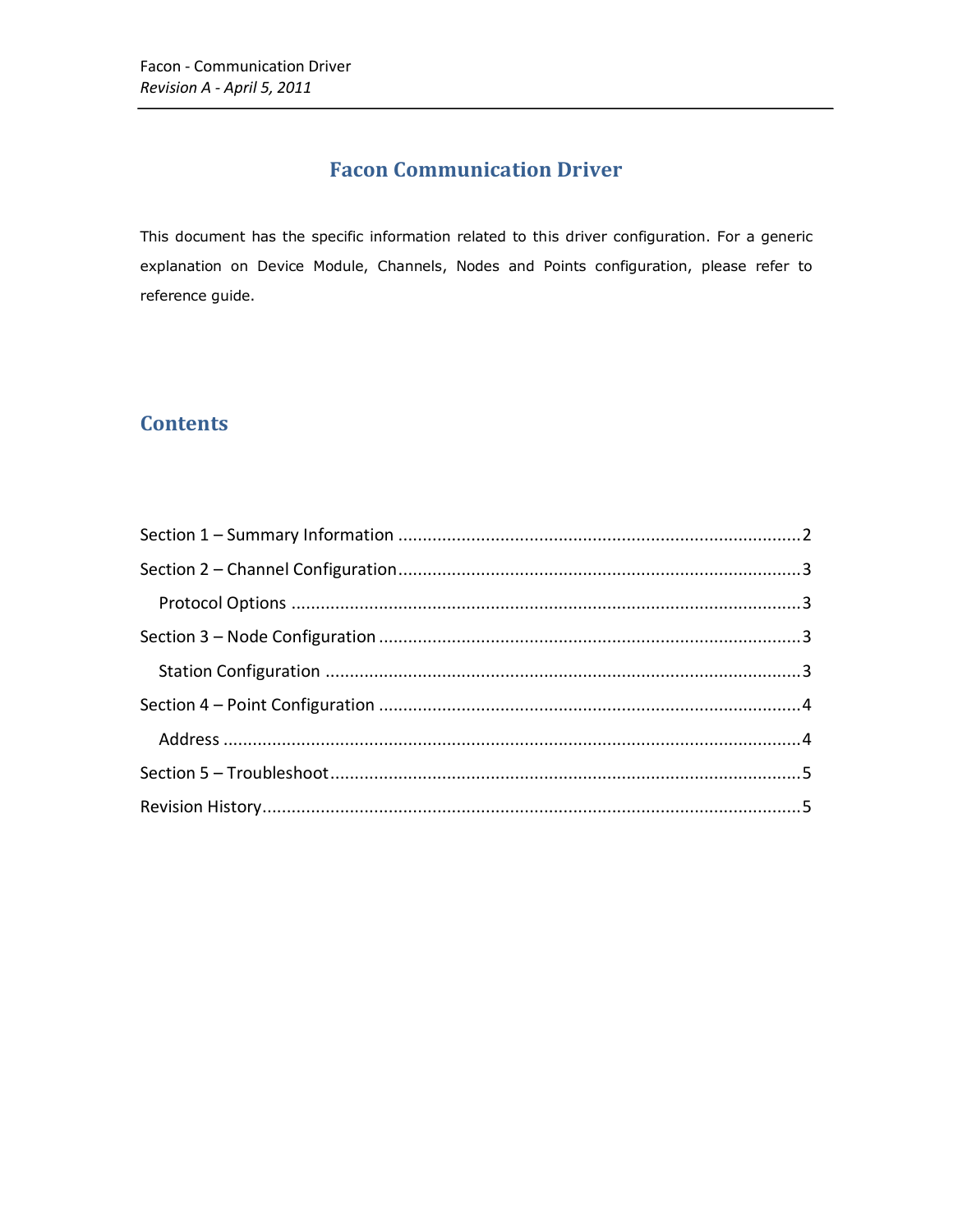# Facon Communication Driver

This document has the specific information related to this driver configuration. For a generic explanation on Device Module, Channels, Nodes and Points configuration, please refer to reference guide.

## Contents

Section 1 – Summary Information .......... 2

Section 2 – Channel Configuration .......... 3

  Protocol Options .......... 3

Section 3 – Node Configuration .......... 3

  Station Configuration .......... 3

Section 4 – Point Configuration .......... 4

  Address .......... 4

Section 5 – Troubleshoot .......... 5

Revision History .......... 5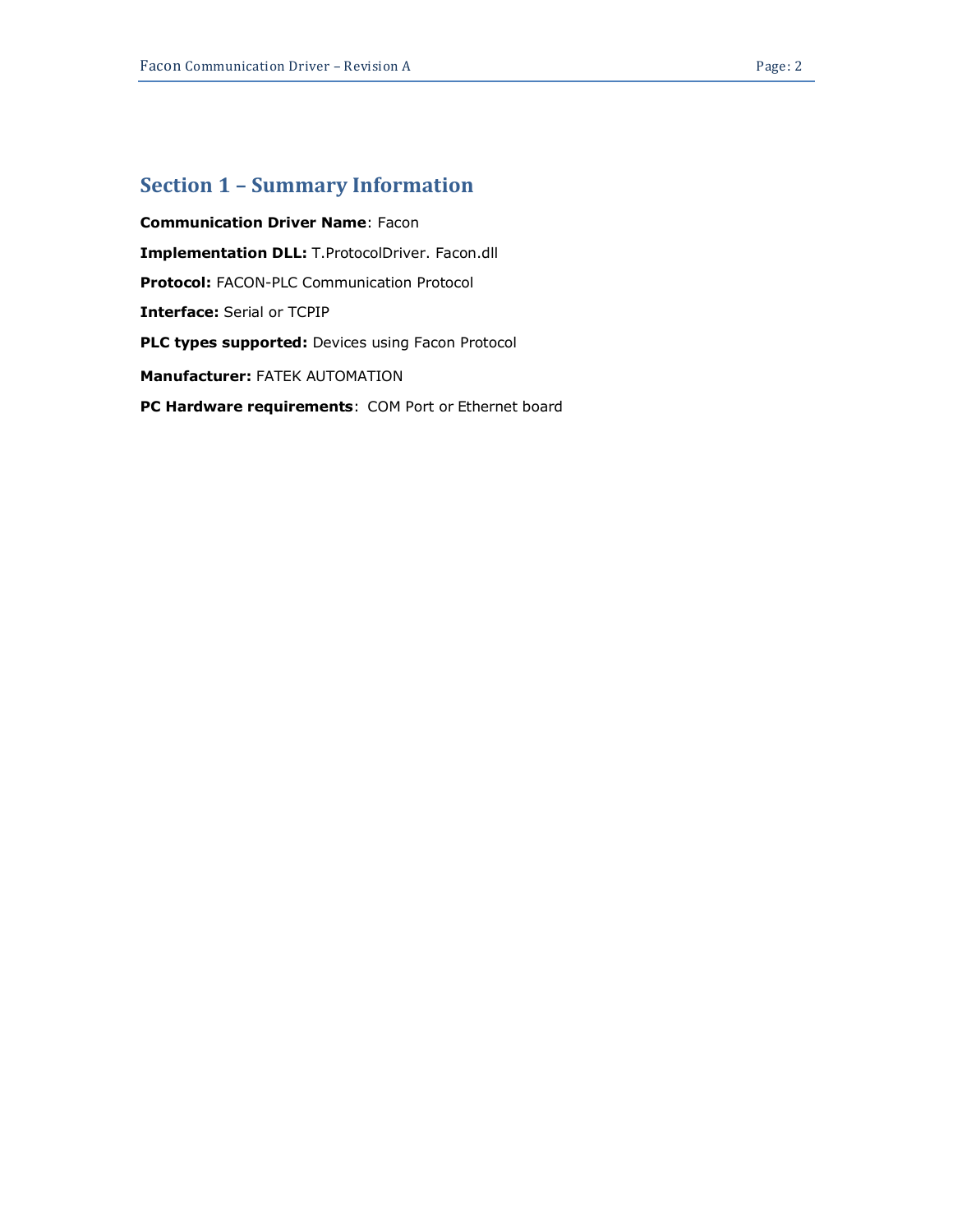## Section 1 – Summary Information

**Communication Driver Name**: Facon

**Implementation DLL:** T.ProtocolDriver. Facon.dll

**Protocol:** FACON-PLC Communication Protocol

**Interface:** Serial or TCPIP

**PLC types supported:** Devices using Facon Protocol

**Manufacturer:** FATEK AUTOMATION

**PC Hardware requirements**: COM Port or Ethernet board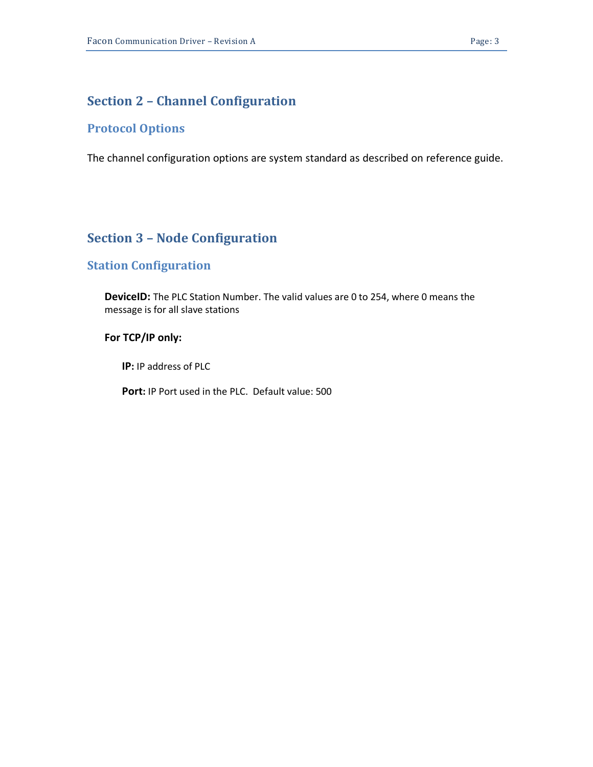## Section 2 – Channel Configuration

### Protocol Options

The channel configuration options are system standard as described on reference guide.

## Section 3 – Node Configuration

### Station Configuration

**DeviceID:** The PLC Station Number. The valid values are 0 to 254, where 0 means the message is for all slave stations

**For TCP/IP only:**

**IP:** IP address of PLC

**Port:** IP Port used in the PLC. Default value: 500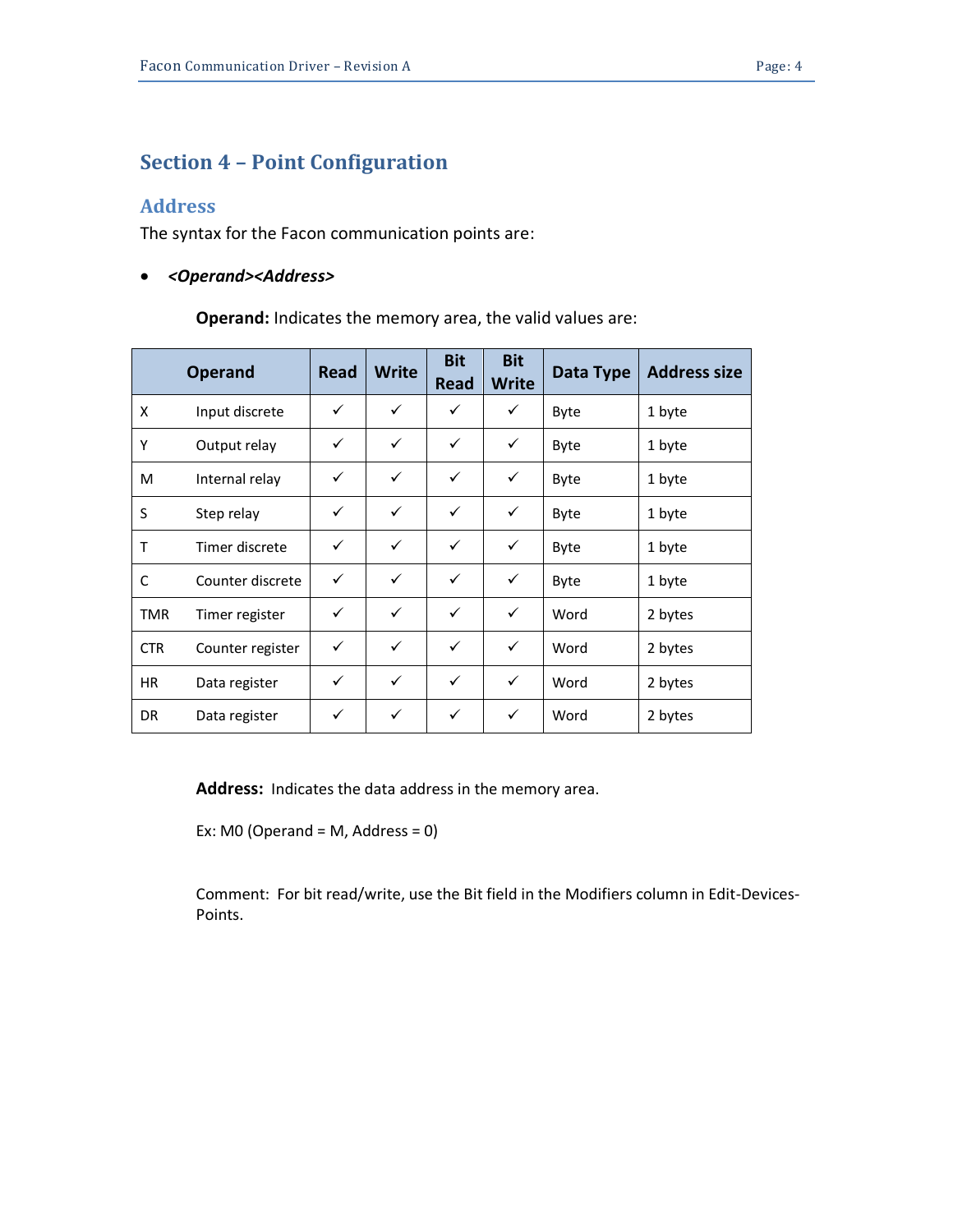# Section 4 – Point Configuration

## Address

The syntax for the Facon communication points are:

- ***<Operand><Address>***

**Operand:** Indicates the memory area, the valid values are:

| Operand | | Read | Write | Bit Read | Bit Write | Data Type | Address size |
|---|---|---|---|---|---|---|---|
| X | Input discrete | ✓ | ✓ | ✓ | ✓ | Byte | 1 byte |
| Y | Output relay | ✓ | ✓ | ✓ | ✓ | Byte | 1 byte |
| M | Internal relay | ✓ | ✓ | ✓ | ✓ | Byte | 1 byte |
| S | Step relay | ✓ | ✓ | ✓ | ✓ | Byte | 1 byte |
| T | Timer discrete | ✓ | ✓ | ✓ | ✓ | Byte | 1 byte |
| C | Counter discrete | ✓ | ✓ | ✓ | ✓ | Byte | 1 byte |
| TMR | Timer register | ✓ | ✓ | ✓ | ✓ | Word | 2 bytes |
| CTR | Counter register | ✓ | ✓ | ✓ | ✓ | Word | 2 bytes |
| HR | Data register | ✓ | ✓ | ✓ | ✓ | Word | 2 bytes |
| DR | Data register | ✓ | ✓ | ✓ | ✓ | Word | 2 bytes |

**Address:** Indicates the data address in the memory area.

Ex: M0 (Operand = M, Address = 0)

Comment: For bit read/write, use the Bit field in the Modifiers column in Edit-Devices-Points.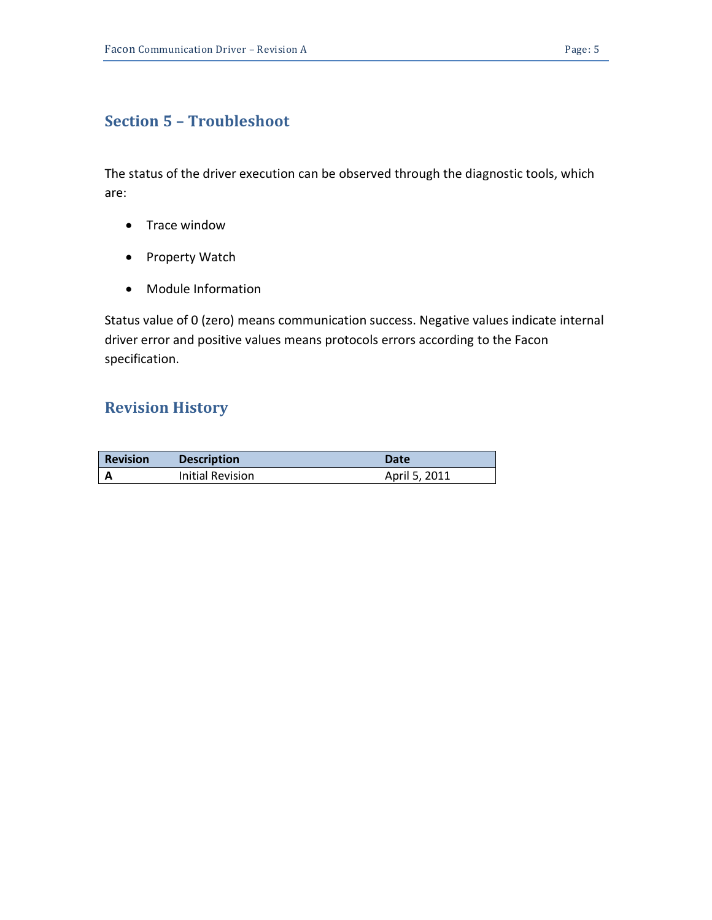## Section 5 – Troubleshoot

The status of the driver execution can be observed through the diagnostic tools, which are:

- Trace window
- Property Watch
- Module Information

Status value of 0 (zero) means communication success. Negative values indicate internal driver error and positive values means protocols errors according to the Facon specification.

## Revision History

| Revision | Description | Date |
|---|---|---|
| **A** | Initial Revision | April 5, 2011 |